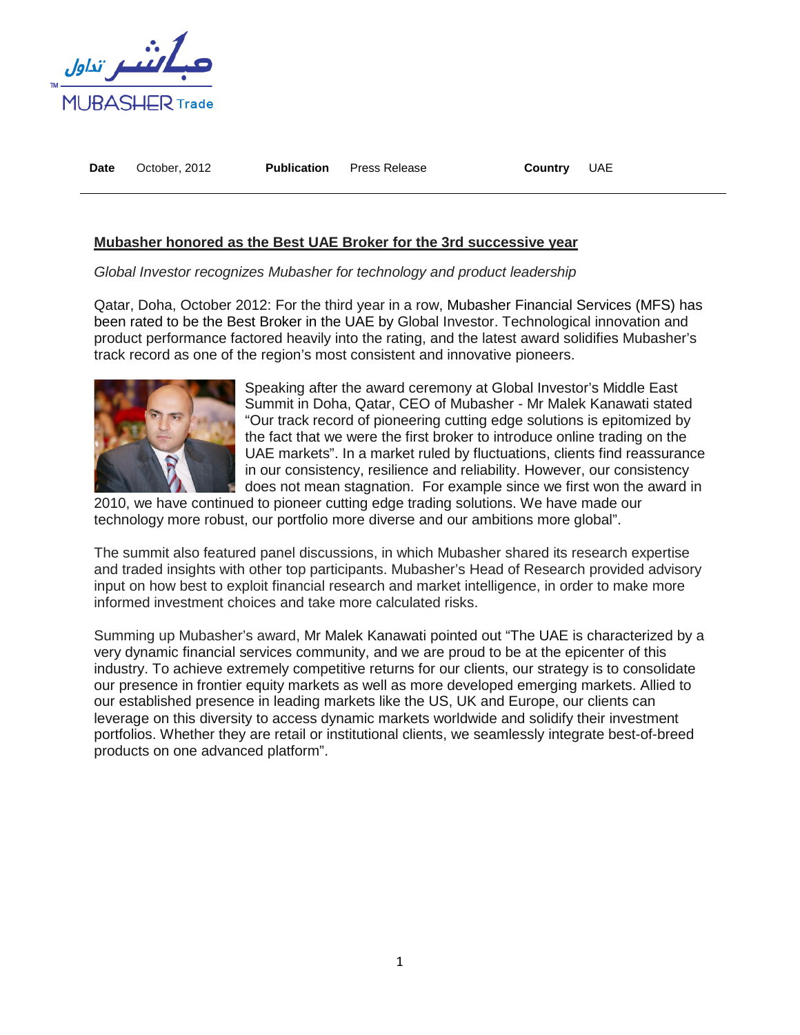| **Date** | October, 2012 | **Publication** | Press Release | **Country** | UAE |
|---|---|---|---|---|---|

## Mubasher honored as the Best UAE Broker for the 3rd successive year

*Global Investor recognizes Mubasher for technology and product leadership*

Qatar, Doha, October 2012: For the third year in a row, Mubasher Financial Services (MFS) has been rated to be the Best Broker in the UAE by Global Investor. Technological innovation and product performance factored heavily into the rating, and the latest award solidifies Mubasher's track record as one of the region's most consistent and innovative pioneers.

Speaking after the award ceremony at Global Investor's Middle East Summit in Doha, Qatar, CEO of Mubasher - Mr Malek Kanawati stated "Our track record of pioneering cutting edge solutions is epitomized by the fact that we were the first broker to introduce online trading on the UAE markets". In a market ruled by fluctuations, clients find reassurance in our consistency, resilience and reliability. However, our consistency does not mean stagnation. For example since we first won the award in 2010, we have continued to pioneer cutting edge trading solutions. We have made our technology more robust, our portfolio more diverse and our ambitions more global".

The summit also featured panel discussions, in which Mubasher shared its research expertise and traded insights with other top participants. Mubasher's Head of Research provided advisory input on how best to exploit financial research and market intelligence, in order to make more informed investment choices and take more calculated risks.

Summing up Mubasher's award, Mr Malek Kanawati pointed out "The UAE is characterized by a very dynamic financial services community, and we are proud to be at the epicenter of this industry. To achieve extremely competitive returns for our clients, our strategy is to consolidate our presence in frontier equity markets as well as more developed emerging markets. Allied to our established presence in leading markets like the US, UK and Europe, our clients can leverage on this diversity to access dynamic markets worldwide and solidify their investment portfolios. Whether they are retail or institutional clients, we seamlessly integrate best-of-breed products on one advanced platform".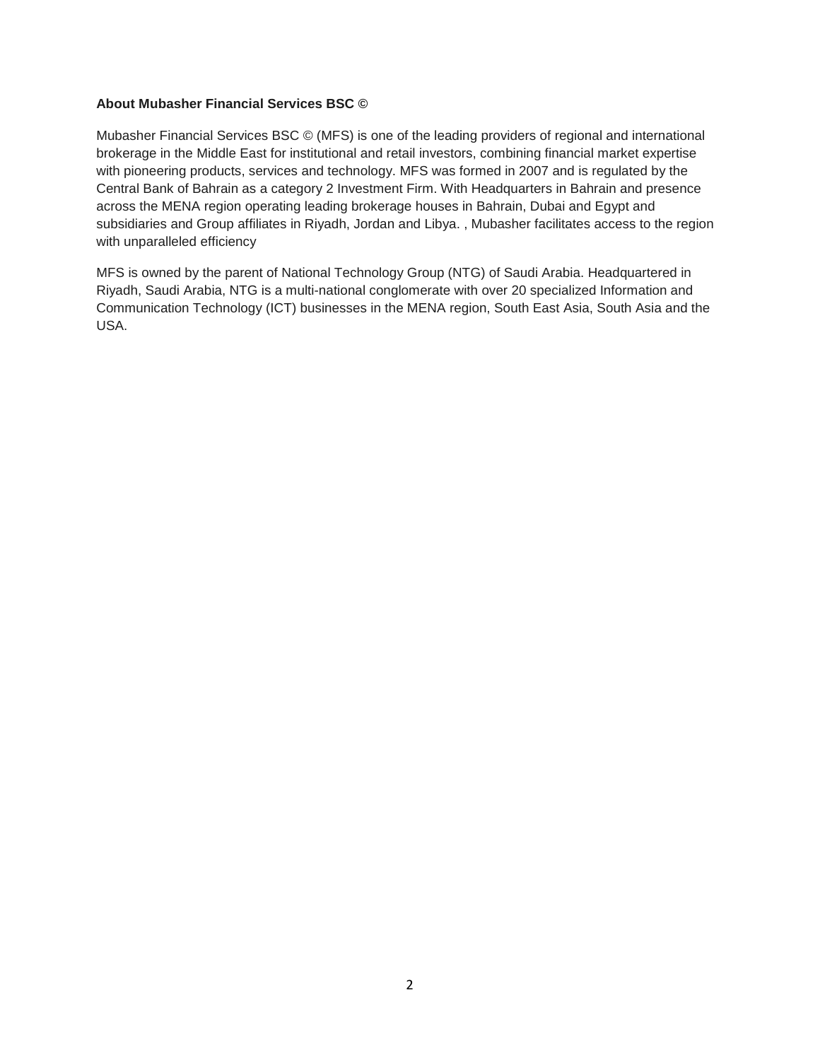**About Mubasher Financial Services BSC ©**

Mubasher Financial Services BSC © (MFS) is one of the leading providers of regional and international brokerage in the Middle East for institutional and retail investors, combining financial market expertise with pioneering products, services and technology. MFS was formed in 2007 and is regulated by the Central Bank of Bahrain as a category 2 Investment Firm. With Headquarters in Bahrain and presence across the MENA region operating leading brokerage houses in Bahrain, Dubai and Egypt and subsidiaries and Group affiliates in Riyadh, Jordan and Libya. , Mubasher facilitates access to the region with unparalleled efficiency

MFS is owned by the parent of National Technology Group (NTG) of Saudi Arabia. Headquartered in Riyadh, Saudi Arabia, NTG is a multi-national conglomerate with over 20 specialized Information and Communication Technology (ICT) businesses in the MENA region, South East Asia, South Asia and the USA.